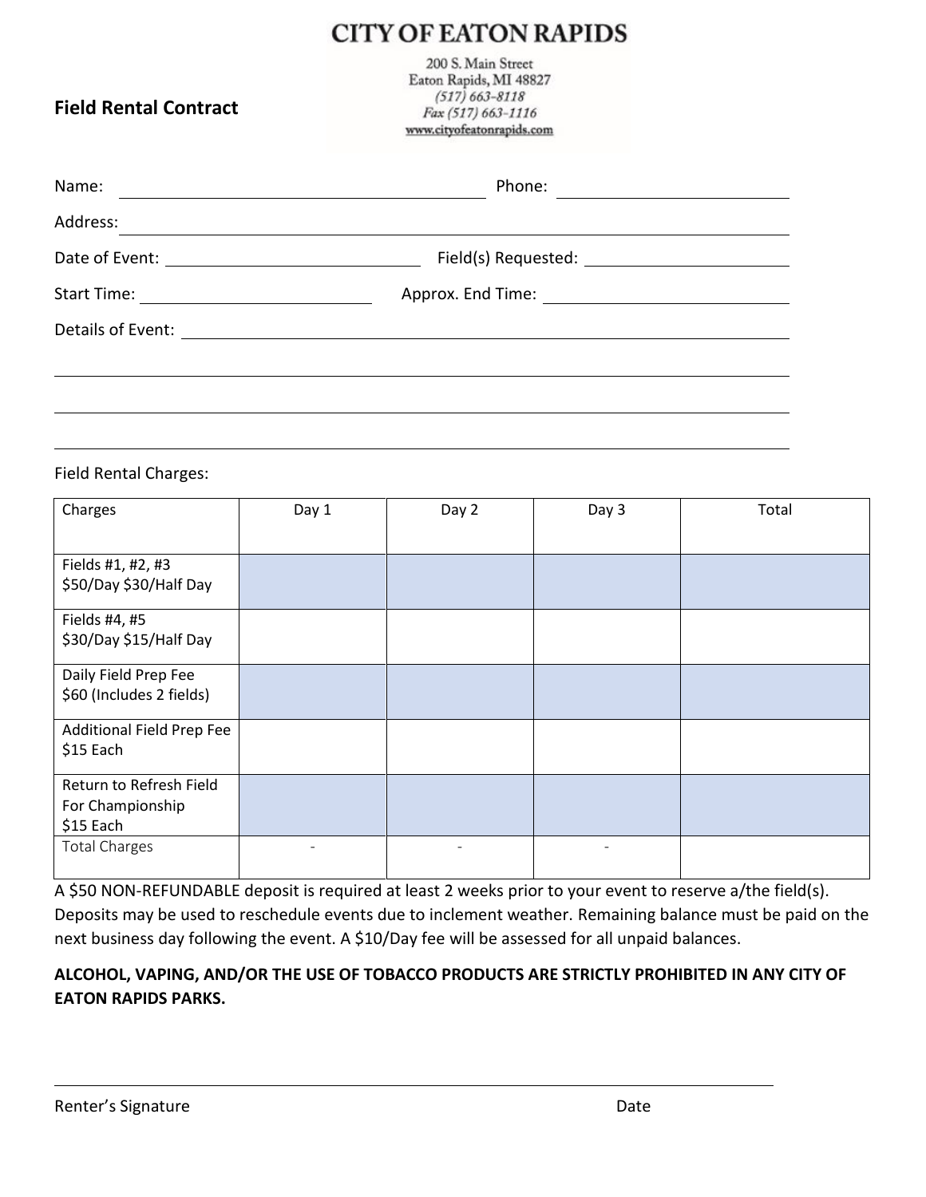# CITY OF EATON RAPIDS

200 S. Main Street
Eaton Rapids, MI 48827
*(517) 663-8118*
*Fax (517) 663-1116*
www.cityofeatonrapids.com

**Field Rental Contract**

Name: ______________________________ Phone: ____________________

Address: ____________________________________________________________

Date of Event: ______________________ Field(s) Requested: ______________________

Start Time: ______________________ Approx. End Time: ______________________

Details of Event: ____________________________________________________________

____________________________________________________________

____________________________________________________________

____________________________________________________________

Field Rental Charges:

| Charges | Day 1 | Day 2 | Day 3 | Total |
|---|---|---|---|---|
| Fields #1, #2, #3 $50/Day $30/Half Day | | | | |
| Fields #4, #5 $30/Day $15/Half Day | | | | |
| Daily Field Prep Fee $60 (Includes 2 fields) | | | | |
| Additional Field Prep Fee $15 Each | | | | |
| Return to Refresh Field For Championship $15 Each | | | | |
| Total Charges | - | - | - | |

A $50 NON-REFUNDABLE deposit is required at least 2 weeks prior to your event to reserve a/the field(s). Deposits may be used to reschedule events due to inclement weather. Remaining balance must be paid on the next business day following the event. A $10/Day fee will be assessed for all unpaid balances.

**ALCOHOL, VAPING, AND/OR THE USE OF TOBACCO PRODUCTS ARE STRICTLY PROHIBITED IN ANY CITY OF EATON RAPIDS PARKS.**

____________________________________________________________

Renter's Signature Date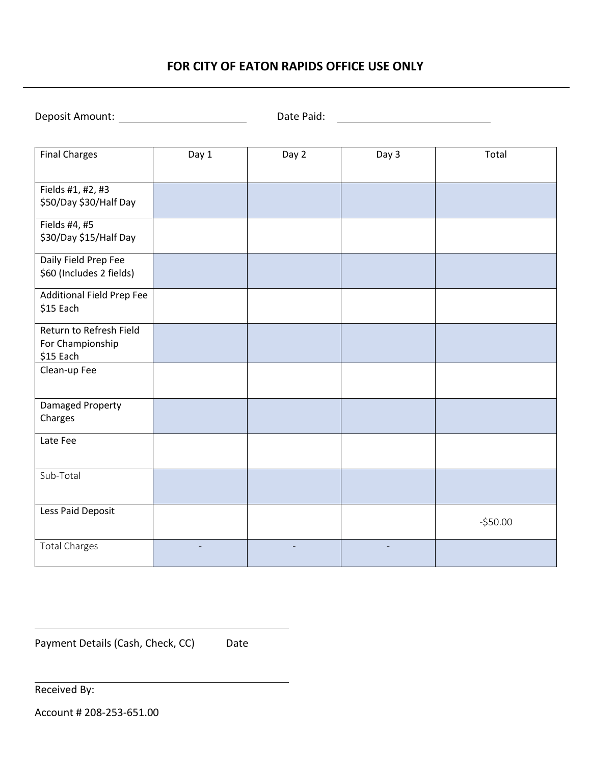## FOR CITY OF EATON RAPIDS OFFICE USE ONLY

---

Deposit Amount: ____________________ Date Paid: ________________________

| Final Charges | Day 1 | Day 2 | Day 3 | Total |
|---|---|---|---|---|
| Fields #1, #2, #3<br>$50/Day $30/Half Day | | | | |
| Fields #4, #5<br>$30/Day $15/Half Day | | | | |
| Daily Field Prep Fee<br>$60 (Includes 2 fields) | | | | |
| Additional Field Prep Fee<br>$15 Each | | | | |
| Return to Refresh Field For Championship<br>$15 Each | | | | |
| Clean-up Fee | | | | |
| Damaged Property Charges | | | | |
| Late Fee | | | | |
| Sub-Total | | | | |
| Less Paid Deposit | | | | -$50.00 |
| Total Charges | - | - | - | |

______________________________________

Payment Details (Cash, Check, CC) Date

______________________________________

Received By:

Account # 208-253-651.00